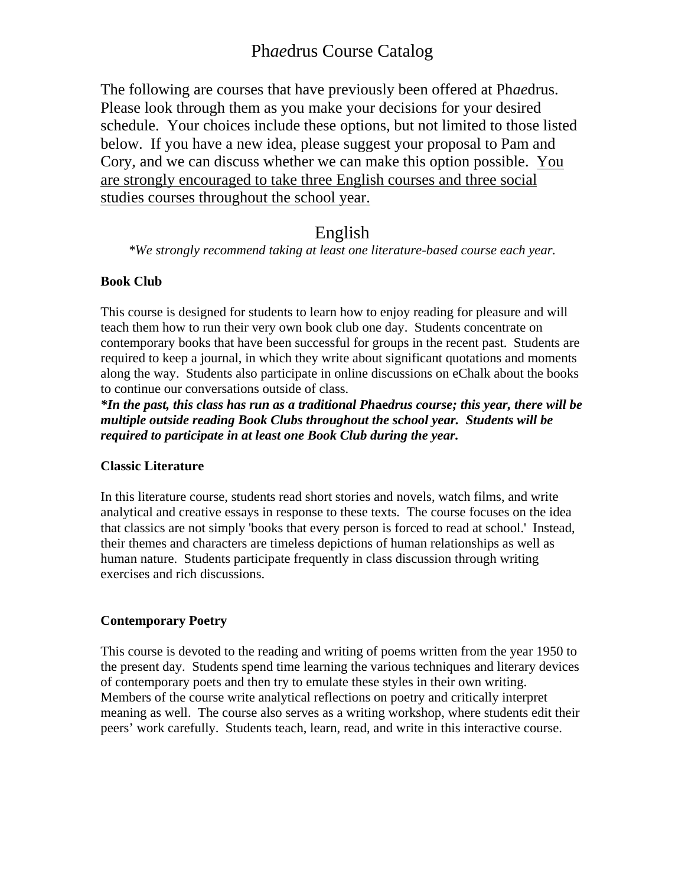# Ph*ae*drus Course Catalog

The following are courses that have previously been offered at Ph*ae*drus. Please look through them as you make your decisions for your desired schedule. Your choices include these options, but not limited to those listed below. If you have a new idea, please suggest your proposal to Pam and Cory, and we can discuss whether we can make this option possible. <u>You are strongly encouraged to take three English courses and three social studies courses throughout the school year.</u>

## English

*\*We strongly recommend taking at least one literature-based course each year.*

### Book Club

This course is designed for students to learn how to enjoy reading for pleasure and will teach them how to run their very own book club one day. Students concentrate on contemporary books that have been successful for groups in the recent past. Students are required to keep a journal, in which they write about significant quotations and moments along the way. Students also participate in online discussions on eChalk about the books to continue our conversations outside of class.

***\*In the past, this class has run as a traditional Phaedrus course; this year, there will be multiple outside reading Book Clubs throughout the school year. Students will be required to participate in at least one Book Club during the year.***

### Classic Literature

In this literature course, students read short stories and novels, watch films, and write analytical and creative essays in response to these texts. The course focuses on the idea that classics are not simply 'books that every person is forced to read at school.' Instead, their themes and characters are timeless depictions of human relationships as well as human nature. Students participate frequently in class discussion through writing exercises and rich discussions.

### Contemporary Poetry

This course is devoted to the reading and writing of poems written from the year 1950 to the present day. Students spend time learning the various techniques and literary devices of contemporary poets and then try to emulate these styles in their own writing. Members of the course write analytical reflections on poetry and critically interpret meaning as well. The course also serves as a writing workshop, where students edit their peers' work carefully. Students teach, learn, read, and write in this interactive course.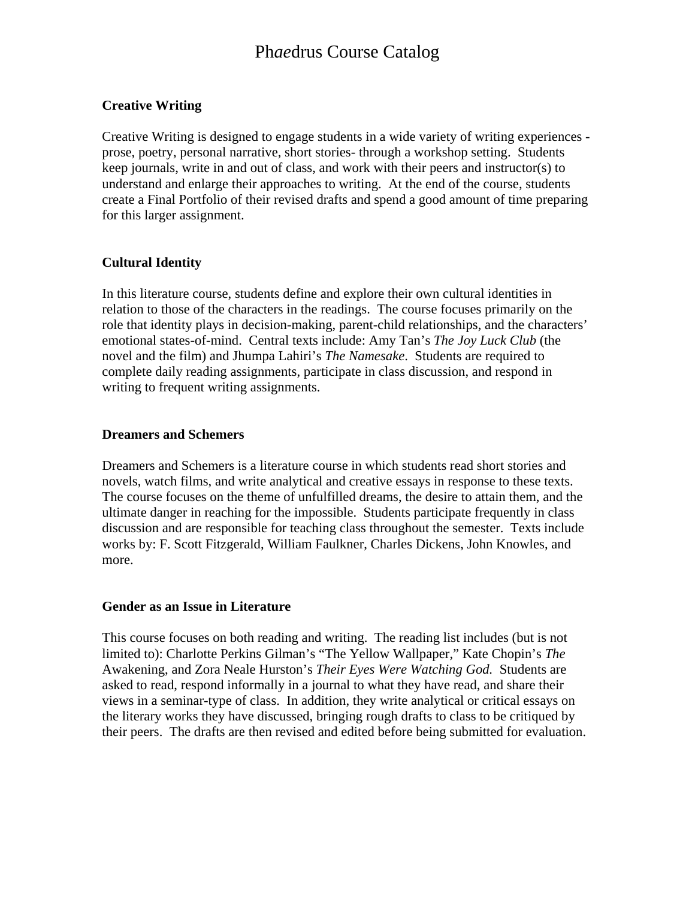# Ph*ae*drus Course Catalog

**Creative Writing**

Creative Writing is designed to engage students in a wide variety of writing experiences - prose, poetry, personal narrative, short stories- through a workshop setting. Students keep journals, write in and out of class, and work with their peers and instructor(s) to understand and enlarge their approaches to writing. At the end of the course, students create a Final Portfolio of their revised drafts and spend a good amount of time preparing for this larger assignment.

**Cultural Identity**

In this literature course, students define and explore their own cultural identities in relation to those of the characters in the readings. The course focuses primarily on the role that identity plays in decision-making, parent-child relationships, and the characters' emotional states-of-mind. Central texts include: Amy Tan's *The Joy Luck Club* (the novel and the film) and Jhumpa Lahiri's *The Namesake*. Students are required to complete daily reading assignments, participate in class discussion, and respond in writing to frequent writing assignments.

**Dreamers and Schemers**

Dreamers and Schemers is a literature course in which students read short stories and novels, watch films, and write analytical and creative essays in response to these texts. The course focuses on the theme of unfulfilled dreams, the desire to attain them, and the ultimate danger in reaching for the impossible. Students participate frequently in class discussion and are responsible for teaching class throughout the semester. Texts include works by: F. Scott Fitzgerald, William Faulkner, Charles Dickens, John Knowles, and more.

**Gender as an Issue in Literature**

This course focuses on both reading and writing. The reading list includes (but is not limited to): Charlotte Perkins Gilman's "The Yellow Wallpaper," Kate Chopin's *The* Awakening, and Zora Neale Hurston's *Their Eyes Were Watching God.* Students are asked to read, respond informally in a journal to what they have read, and share their views in a seminar-type of class. In addition, they write analytical or critical essays on the literary works they have discussed, bringing rough drafts to class to be critiqued by their peers. The drafts are then revised and edited before being submitted for evaluation.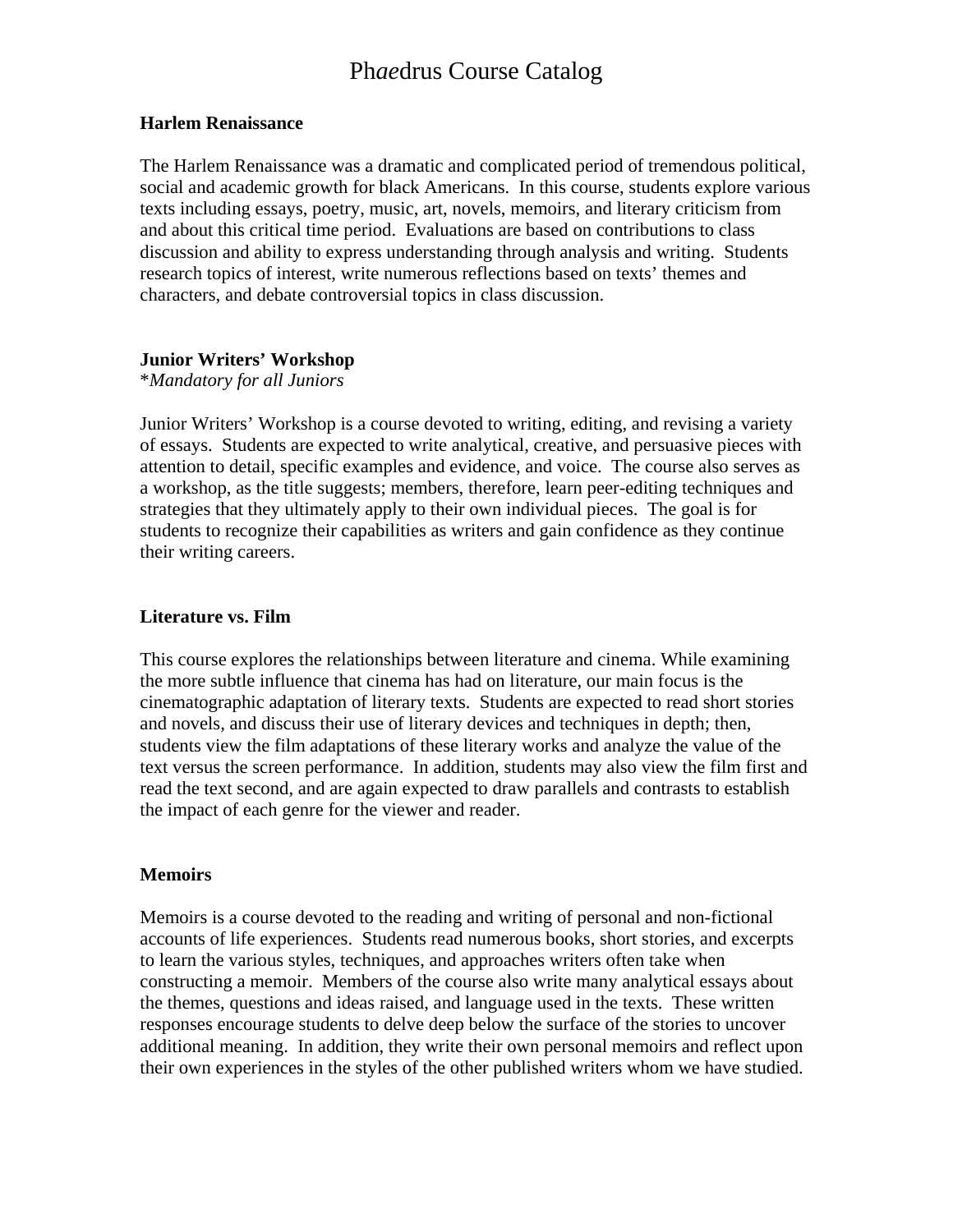# Ph*ae*drus Course Catalog

**Harlem Renaissance**

The Harlem Renaissance was a dramatic and complicated period of tremendous political, social and academic growth for black Americans. In this course, students explore various texts including essays, poetry, music, art, novels, memoirs, and literary criticism from and about this critical time period. Evaluations are based on contributions to class discussion and ability to express understanding through analysis and writing. Students research topics of interest, write numerous reflections based on texts' themes and characters, and debate controversial topics in class discussion.

**Junior Writers' Workshop**
*\*Mandatory for all Juniors*

Junior Writers' Workshop is a course devoted to writing, editing, and revising a variety of essays. Students are expected to write analytical, creative, and persuasive pieces with attention to detail, specific examples and evidence, and voice. The course also serves as a workshop, as the title suggests; members, therefore, learn peer-editing techniques and strategies that they ultimately apply to their own individual pieces. The goal is for students to recognize their capabilities as writers and gain confidence as they continue their writing careers.

**Literature vs. Film**

This course explores the relationships between literature and cinema. While examining the more subtle influence that cinema has had on literature, our main focus is the cinematographic adaptation of literary texts. Students are expected to read short stories and novels, and discuss their use of literary devices and techniques in depth; then, students view the film adaptations of these literary works and analyze the value of the text versus the screen performance. In addition, students may also view the film first and read the text second, and are again expected to draw parallels and contrasts to establish the impact of each genre for the viewer and reader.

**Memoirs**

Memoirs is a course devoted to the reading and writing of personal and non-fictional accounts of life experiences. Students read numerous books, short stories, and excerpts to learn the various styles, techniques, and approaches writers often take when constructing a memoir. Members of the course also write many analytical essays about the themes, questions and ideas raised, and language used in the texts. These written responses encourage students to delve deep below the surface of the stories to uncover additional meaning. In addition, they write their own personal memoirs and reflect upon their own experiences in the styles of the other published writers whom we have studied.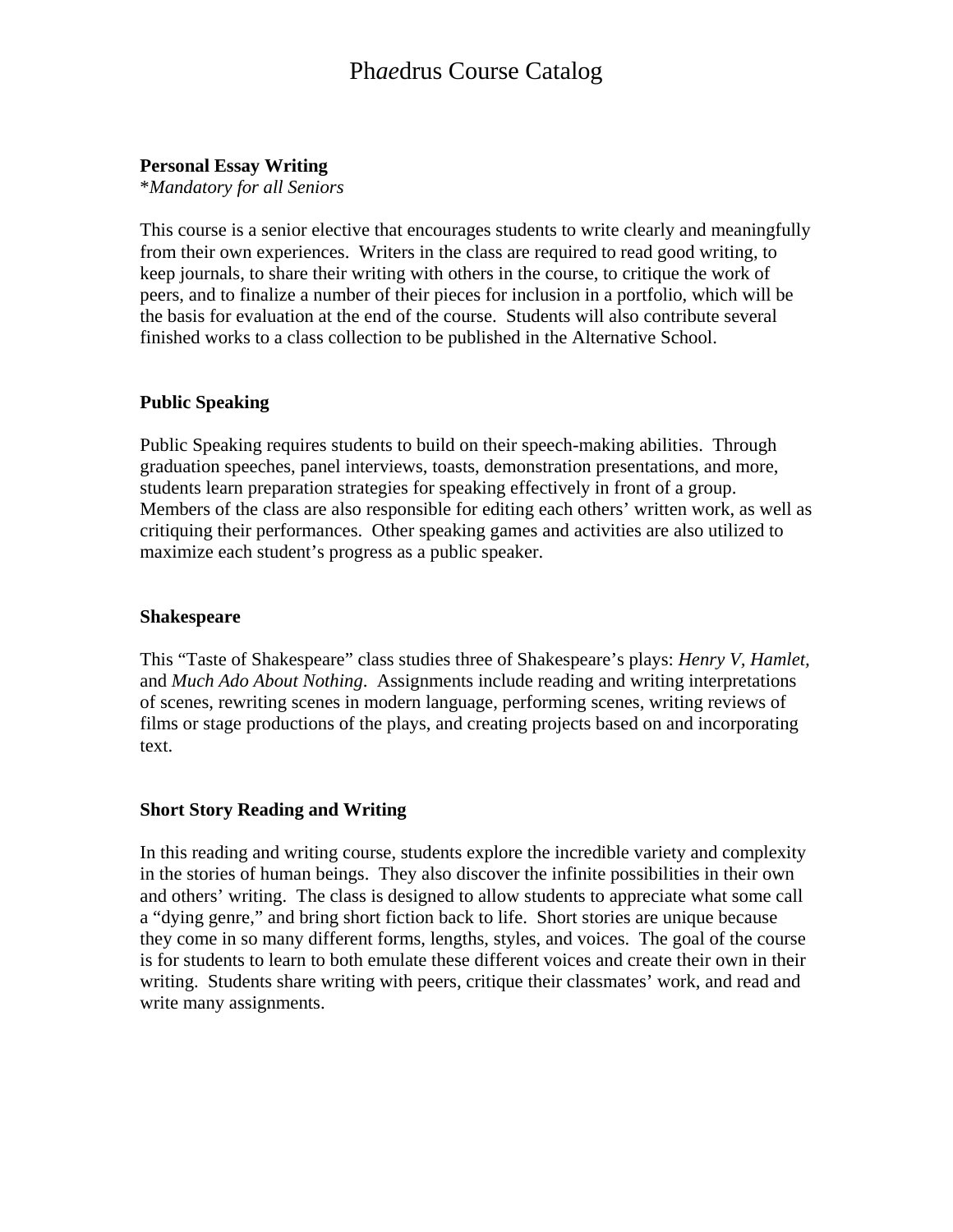# Ph*ae*drus Course Catalog

**Personal Essay Writing**
**Mandatory for all Seniors*

This course is a senior elective that encourages students to write clearly and meaningfully from their own experiences. Writers in the class are required to read good writing, to keep journals, to share their writing with others in the course, to critique the work of peers, and to finalize a number of their pieces for inclusion in a portfolio, which will be the basis for evaluation at the end of the course. Students will also contribute several finished works to a class collection to be published in the Alternative School.

**Public Speaking**

Public Speaking requires students to build on their speech-making abilities. Through graduation speeches, panel interviews, toasts, demonstration presentations, and more, students learn preparation strategies for speaking effectively in front of a group. Members of the class are also responsible for editing each others' written work, as well as critiquing their performances. Other speaking games and activities are also utilized to maximize each student's progress as a public speaker.

**Shakespeare**

This "Taste of Shakespeare" class studies three of Shakespeare's plays: *Henry V, Hamlet*, and *Much Ado About Nothing*. Assignments include reading and writing interpretations of scenes, rewriting scenes in modern language, performing scenes, writing reviews of films or stage productions of the plays, and creating projects based on and incorporating text.

**Short Story Reading and Writing**

In this reading and writing course, students explore the incredible variety and complexity in the stories of human beings. They also discover the infinite possibilities in their own and others' writing. The class is designed to allow students to appreciate what some call a "dying genre," and bring short fiction back to life. Short stories are unique because they come in so many different forms, lengths, styles, and voices. The goal of the course is for students to learn to both emulate these different voices and create their own in their writing. Students share writing with peers, critique their classmates' work, and read and write many assignments.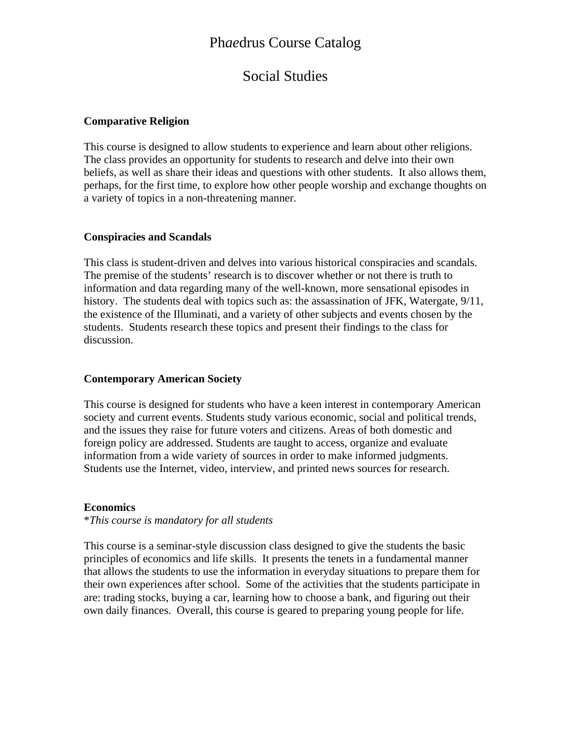# Ph*ae*drus Course Catalog

## Social Studies

**Comparative Religion**

This course is designed to allow students to experience and learn about other religions. The class provides an opportunity for students to research and delve into their own beliefs, as well as share their ideas and questions with other students. It also allows them, perhaps, for the first time, to explore how other people worship and exchange thoughts on a variety of topics in a non-threatening manner.

**Conspiracies and Scandals**

This class is student-driven and delves into various historical conspiracies and scandals. The premise of the students' research is to discover whether or not there is truth to information and data regarding many of the well-known, more sensational episodes in history. The students deal with topics such as: the assassination of JFK, Watergate, 9/11, the existence of the Illuminati, and a variety of other subjects and events chosen by the students. Students research these topics and present their findings to the class for discussion.

**Contemporary American Society**

This course is designed for students who have a keen interest in contemporary American society and current events. Students study various economic, social and political trends, and the issues they raise for future voters and citizens. Areas of both domestic and foreign policy are addressed. Students are taught to access, organize and evaluate information from a wide variety of sources in order to make informed judgments. Students use the Internet, video, interview, and printed news sources for research.

**Economics**
**This course is mandatory for all students*

This course is a seminar-style discussion class designed to give the students the basic principles of economics and life skills. It presents the tenets in a fundamental manner that allows the students to use the information in everyday situations to prepare them for their own experiences after school. Some of the activities that the students participate in are: trading stocks, buying a car, learning how to choose a bank, and figuring out their own daily finances. Overall, this course is geared to preparing young people for life.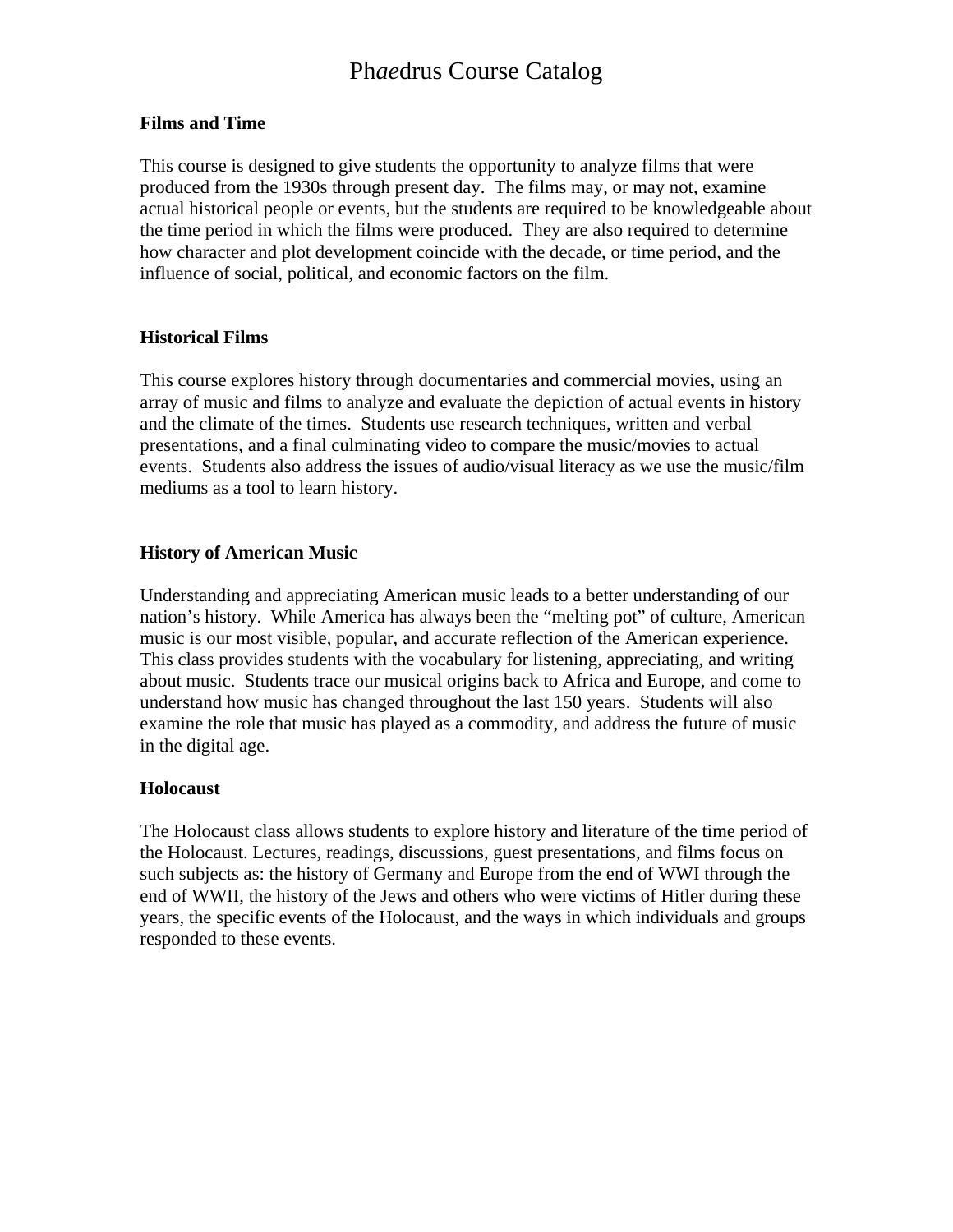# Ph*ae*drus Course Catalog

**Films and Time**

This course is designed to give students the opportunity to analyze films that were produced from the 1930s through present day. The films may, or may not, examine actual historical people or events, but the students are required to be knowledgeable about the time period in which the films were produced. They are also required to determine how character and plot development coincide with the decade, or time period, and the influence of social, political, and economic factors on the film.

**Historical Films**

This course explores history through documentaries and commercial movies, using an array of music and films to analyze and evaluate the depiction of actual events in history and the climate of the times. Students use research techniques, written and verbal presentations, and a final culminating video to compare the music/movies to actual events. Students also address the issues of audio/visual literacy as we use the music/film mediums as a tool to learn history.

**History of American Music**

Understanding and appreciating American music leads to a better understanding of our nation's history. While America has always been the "melting pot" of culture, American music is our most visible, popular, and accurate reflection of the American experience. This class provides students with the vocabulary for listening, appreciating, and writing about music. Students trace our musical origins back to Africa and Europe, and come to understand how music has changed throughout the last 150 years. Students will also examine the role that music has played as a commodity, and address the future of music in the digital age.

**Holocaust**

The Holocaust class allows students to explore history and literature of the time period of the Holocaust. Lectures, readings, discussions, guest presentations, and films focus on such subjects as: the history of Germany and Europe from the end of WWI through the end of WWII, the history of the Jews and others who were victims of Hitler during these years, the specific events of the Holocaust, and the ways in which individuals and groups responded to these events.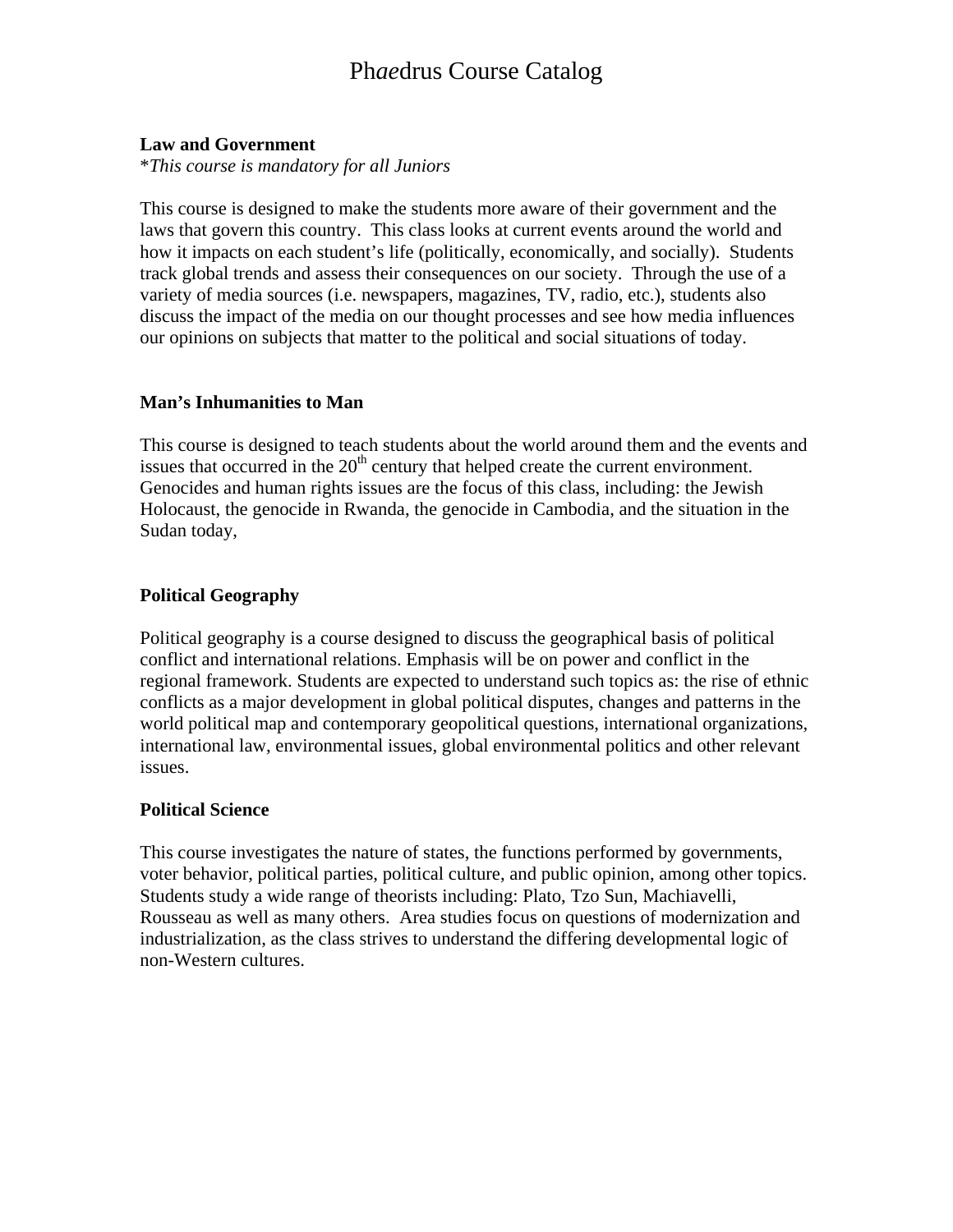# Ph*ae*drus Course Catalog

**Law and Government**
**This course is mandatory for all Juniors*

This course is designed to make the students more aware of their government and the laws that govern this country. This class looks at current events around the world and how it impacts on each student's life (politically, economically, and socially). Students track global trends and assess their consequences on our society. Through the use of a variety of media sources (i.e. newspapers, magazines, TV, radio, etc.), students also discuss the impact of the media on our thought processes and see how media influences our opinions on subjects that matter to the political and social situations of today.

**Man's Inhumanities to Man**

This course is designed to teach students about the world around them and the events and issues that occurred in the 20th century that helped create the current environment. Genocides and human rights issues are the focus of this class, including: the Jewish Holocaust, the genocide in Rwanda, the genocide in Cambodia, and the situation in the Sudan today,

**Political Geography**

Political geography is a course designed to discuss the geographical basis of political conflict and international relations. Emphasis will be on power and conflict in the regional framework. Students are expected to understand such topics as: the rise of ethnic conflicts as a major development in global political disputes, changes and patterns in the world political map and contemporary geopolitical questions, international organizations, international law, environmental issues, global environmental politics and other relevant issues.

**Political Science**

This course investigates the nature of states, the functions performed by governments, voter behavior, political parties, political culture, and public opinion, among other topics. Students study a wide range of theorists including: Plato, Tzo Sun, Machiavelli, Rousseau as well as many others. Area studies focus on questions of modernization and industrialization, as the class strives to understand the differing developmental logic of non-Western cultures.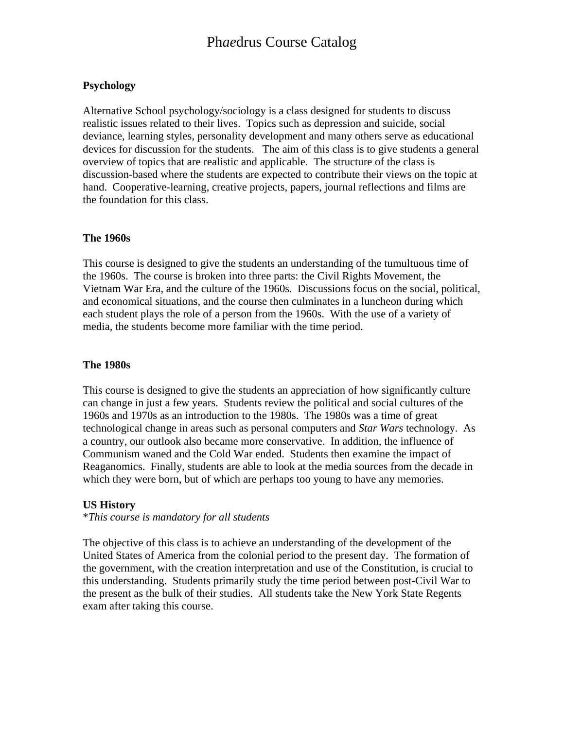# Ph*ae*drus Course Catalog

**Psychology**

Alternative School psychology/sociology is a class designed for students to discuss realistic issues related to their lives. Topics such as depression and suicide, social deviance, learning styles, personality development and many others serve as educational devices for discussion for the students. The aim of this class is to give students a general overview of topics that are realistic and applicable. The structure of the class is discussion-based where the students are expected to contribute their views on the topic at hand. Cooperative-learning, creative projects, papers, journal reflections and films are the foundation for this class.

**The 1960s**

This course is designed to give the students an understanding of the tumultuous time of the 1960s. The course is broken into three parts: the Civil Rights Movement, the Vietnam War Era, and the culture of the 1960s. Discussions focus on the social, political, and economical situations, and the course then culminates in a luncheon during which each student plays the role of a person from the 1960s. With the use of a variety of media, the students become more familiar with the time period.

**The 1980s**

This course is designed to give the students an appreciation of how significantly culture can change in just a few years. Students review the political and social cultures of the 1960s and 1970s as an introduction to the 1980s. The 1980s was a time of great technological change in areas such as personal computers and *Star Wars* technology. As a country, our outlook also became more conservative. In addition, the influence of Communism waned and the Cold War ended. Students then examine the impact of Reaganomics. Finally, students are able to look at the media sources from the decade in which they were born, but of which are perhaps too young to have any memories.

**US History**
**This course is mandatory for all students*

The objective of this class is to achieve an understanding of the development of the United States of America from the colonial period to the present day. The formation of the government, with the creation interpretation and use of the Constitution, is crucial to this understanding. Students primarily study the time period between post-Civil War to the present as the bulk of their studies. All students take the New York State Regents exam after taking this course.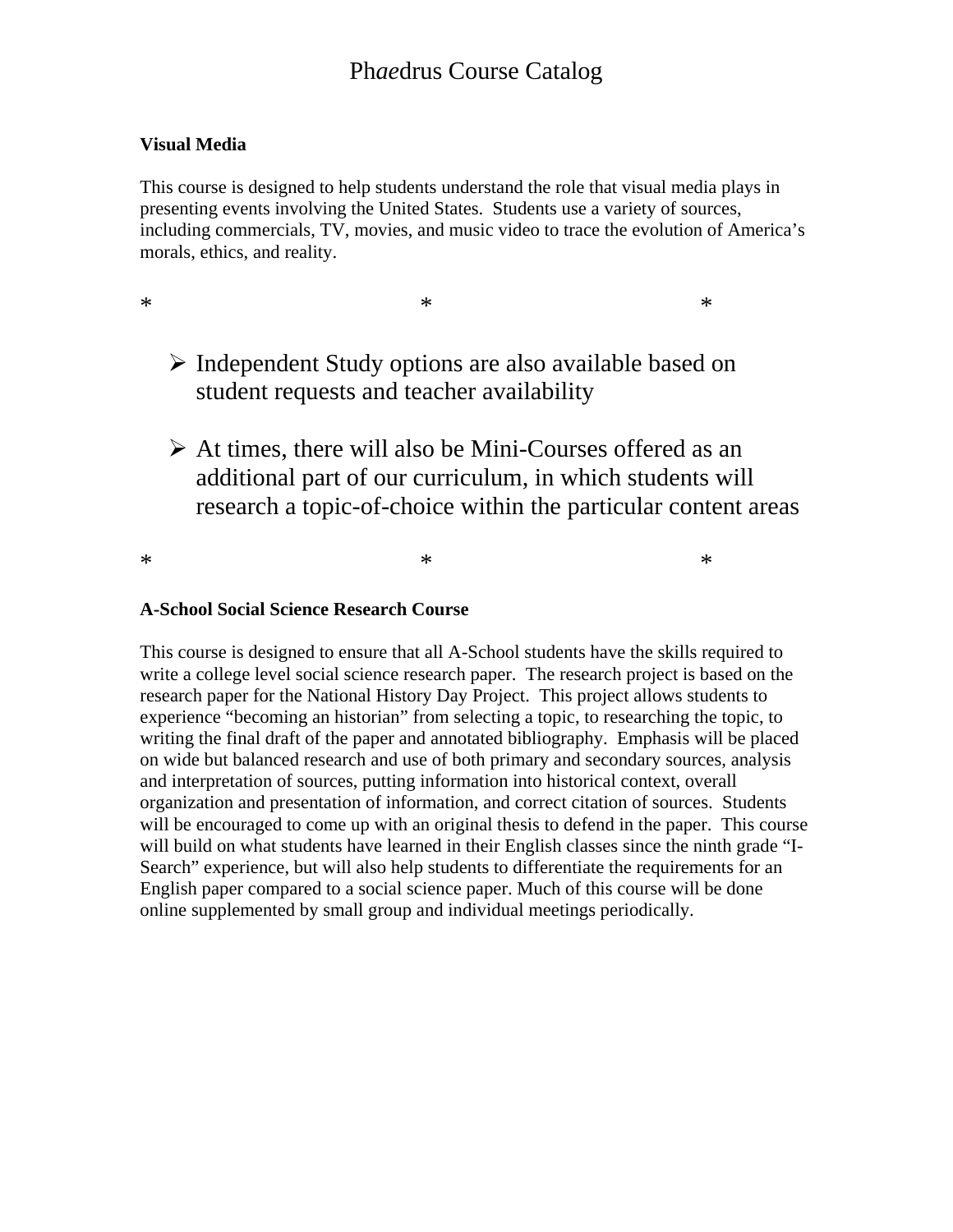# Ph*ae*drus Course Catalog

**Visual Media**

This course is designed to help students understand the role that visual media plays in presenting events involving the United States. Students use a variety of sources, including commercials, TV, movies, and music video to trace the evolution of America's morals, ethics, and reality.

\*                    \*                    \*

- Independent Study options are also available based on student requests and teacher availability

- At times, there will also be Mini-Courses offered as an additional part of our curriculum, in which students will research a topic-of-choice within the particular content areas

\*                    \*                    \*

**A-School Social Science Research Course**

This course is designed to ensure that all A-School students have the skills required to write a college level social science research paper. The research project is based on the research paper for the National History Day Project. This project allows students to experience "becoming an historian" from selecting a topic, to researching the topic, to writing the final draft of the paper and annotated bibliography. Emphasis will be placed on wide but balanced research and use of both primary and secondary sources, analysis and interpretation of sources, putting information into historical context, overall organization and presentation of information, and correct citation of sources. Students will be encouraged to come up with an original thesis to defend in the paper. This course will build on what students have learned in their English classes since the ninth grade "I-Search" experience, but will also help students to differentiate the requirements for an English paper compared to a social science paper. Much of this course will be done online supplemented by small group and individual meetings periodically.